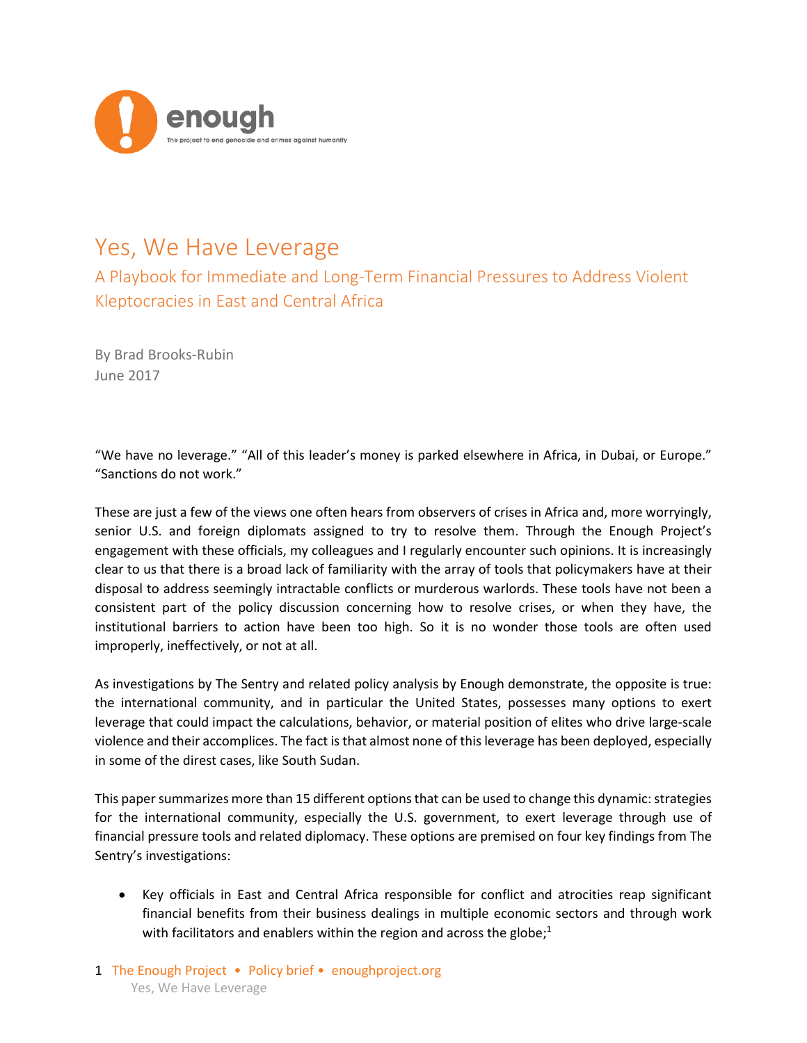enough

The project to end genocide and crimes against humanity

# Yes, We Have Leverage

## A Playbook for Immediate and Long-Term Financial Pressures to Address Violent Kleptocracies in East and Central Africa

By Brad Brooks-Rubin
June 2017

"We have no leverage." "All of this leader's money is parked elsewhere in Africa, in Dubai, or Europe." "Sanctions do not work."

These are just a few of the views one often hears from observers of crises in Africa and, more worryingly, senior U.S. and foreign diplomats assigned to try to resolve them. Through the Enough Project's engagement with these officials, my colleagues and I regularly encounter such opinions. It is increasingly clear to us that there is a broad lack of familiarity with the array of tools that policymakers have at their disposal to address seemingly intractable conflicts or murderous warlords. These tools have not been a consistent part of the policy discussion concerning how to resolve crises, or when they have, the institutional barriers to action have been too high. So it is no wonder those tools are often used improperly, ineffectively, or not at all.

As investigations by The Sentry and related policy analysis by Enough demonstrate, the opposite is true: the international community, and in particular the United States, possesses many options to exert leverage that could impact the calculations, behavior, or material position of elites who drive large-scale violence and their accomplices. The fact is that almost none of this leverage has been deployed, especially in some of the direst cases, like South Sudan.

This paper summarizes more than 15 different options that can be used to change this dynamic: strategies for the international community, especially the U.S. government, to exert leverage through use of financial pressure tools and related diplomacy. These options are premised on four key findings from The Sentry's investigations:

- Key officials in East and Central Africa responsible for conflict and atrocities reap significant financial benefits from their business dealings in multiple economic sectors and through work with facilitators and enablers within the region and across the globe;[1]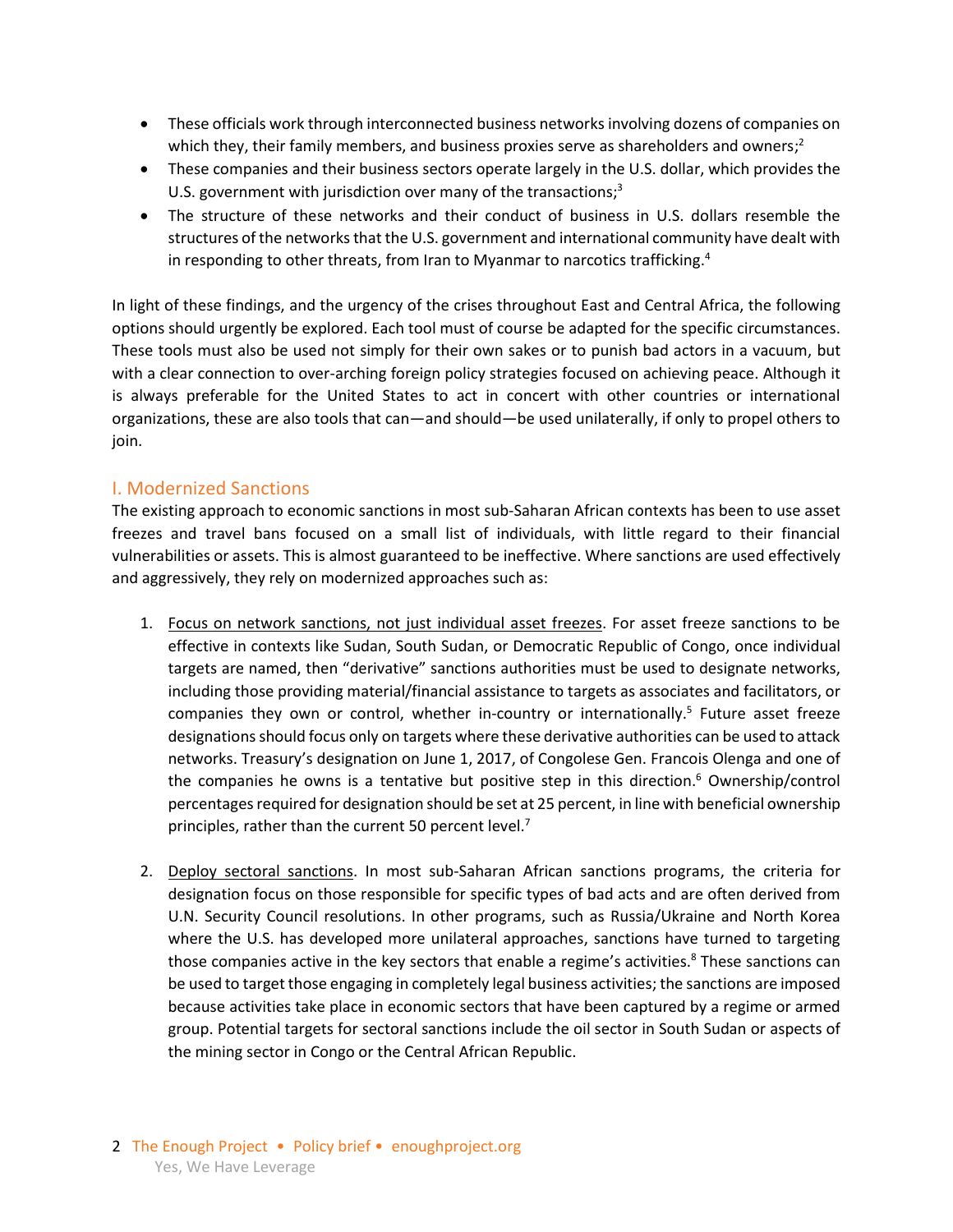- These officials work through interconnected business networks involving dozens of companies on which they, their family members, and business proxies serve as shareholders and owners;[2]
- These companies and their business sectors operate largely in the U.S. dollar, which provides the U.S. government with jurisdiction over many of the transactions;[3]
- The structure of these networks and their conduct of business in U.S. dollars resemble the structures of the networks that the U.S. government and international community have dealt with in responding to other threats, from Iran to Myanmar to narcotics trafficking.[4]

In light of these findings, and the urgency of the crises throughout East and Central Africa, the following options should urgently be explored. Each tool must of course be adapted for the specific circumstances. These tools must also be used not simply for their own sakes or to punish bad actors in a vacuum, but with a clear connection to over-arching foreign policy strategies focused on achieving peace. Although it is always preferable for the United States to act in concert with other countries or international organizations, these are also tools that can—and should—be used unilaterally, if only to propel others to join.

## I. Modernized Sanctions

The existing approach to economic sanctions in most sub-Saharan African contexts has been to use asset freezes and travel bans focused on a small list of individuals, with little regard to their financial vulnerabilities or assets. This is almost guaranteed to be ineffective. Where sanctions are used effectively and aggressively, they rely on modernized approaches such as:

1. Focus on network sanctions, not just individual asset freezes. For asset freeze sanctions to be effective in contexts like Sudan, South Sudan, or Democratic Republic of Congo, once individual targets are named, then "derivative" sanctions authorities must be used to designate networks, including those providing material/financial assistance to targets as associates and facilitators, or companies they own or control, whether in-country or internationally.[5] Future asset freeze designations should focus only on targets where these derivative authorities can be used to attack networks. Treasury's designation on June 1, 2017, of Congolese Gen. Francois Olenga and one of the companies he owns is a tentative but positive step in this direction.[6] Ownership/control percentages required for designation should be set at 25 percent, in line with beneficial ownership principles, rather than the current 50 percent level.[7]

2. Deploy sectoral sanctions. In most sub-Saharan African sanctions programs, the criteria for designation focus on those responsible for specific types of bad acts and are often derived from U.N. Security Council resolutions. In other programs, such as Russia/Ukraine and North Korea where the U.S. has developed more unilateral approaches, sanctions have turned to targeting those companies active in the key sectors that enable a regime's activities.[8] These sanctions can be used to target those engaging in completely legal business activities; the sanctions are imposed because activities take place in economic sectors that have been captured by a regime or armed group. Potential targets for sectoral sanctions include the oil sector in South Sudan or aspects of the mining sector in Congo or the Central African Republic.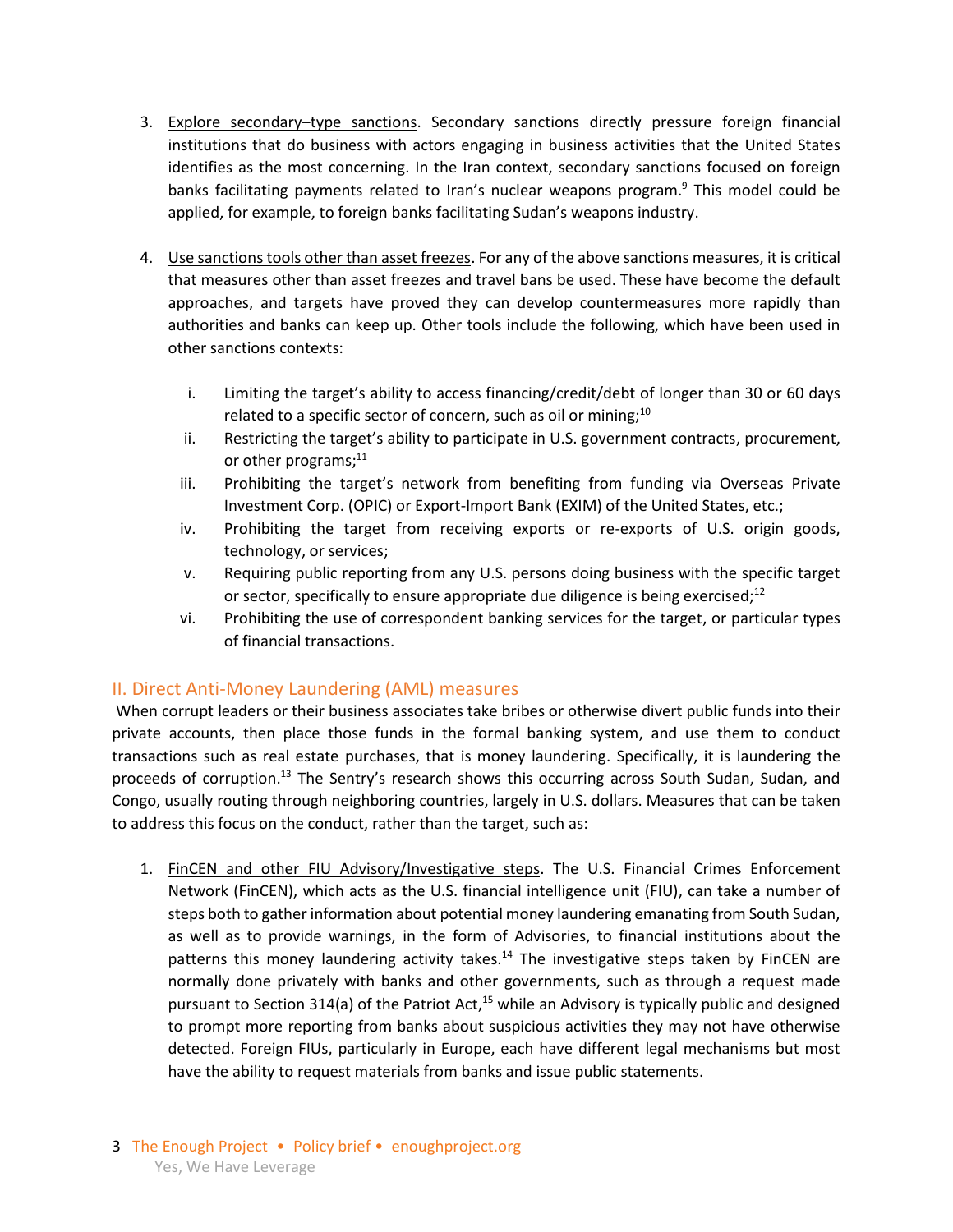3. Explore secondary–type sanctions. Secondary sanctions directly pressure foreign financial institutions that do business with actors engaging in business activities that the United States identifies as the most concerning. In the Iran context, secondary sanctions focused on foreign banks facilitating payments related to Iran's nuclear weapons program.[9] This model could be applied, for example, to foreign banks facilitating Sudan's weapons industry.

4. Use sanctions tools other than asset freezes. For any of the above sanctions measures, it is critical that measures other than asset freezes and travel bans be used. These have become the default approaches, and targets have proved they can develop countermeasures more rapidly than authorities and banks can keep up. Other tools include the following, which have been used in other sanctions contexts:

    i. Limiting the target's ability to access financing/credit/debt of longer than 30 or 60 days related to a specific sector of concern, such as oil or mining;[10]
    ii. Restricting the target's ability to participate in U.S. government contracts, procurement, or other programs;[11]
    iii. Prohibiting the target's network from benefiting from funding via Overseas Private Investment Corp. (OPIC) or Export-Import Bank (EXIM) of the United States, etc.;
    iv. Prohibiting the target from receiving exports or re-exports of U.S. origin goods, technology, or services;
    v. Requiring public reporting from any U.S. persons doing business with the specific target or sector, specifically to ensure appropriate due diligence is being exercised;[12]
    vi. Prohibiting the use of correspondent banking services for the target, or particular types of financial transactions.

## II. Direct Anti-Money Laundering (AML) measures

When corrupt leaders or their business associates take bribes or otherwise divert public funds into their private accounts, then place those funds in the formal banking system, and use them to conduct transactions such as real estate purchases, that is money laundering. Specifically, it is laundering the proceeds of corruption.[13] The Sentry's research shows this occurring across South Sudan, Sudan, and Congo, usually routing through neighboring countries, largely in U.S. dollars. Measures that can be taken to address this focus on the conduct, rather than the target, such as:

1. FinCEN and other FIU Advisory/Investigative steps. The U.S. Financial Crimes Enforcement Network (FinCEN), which acts as the U.S. financial intelligence unit (FIU), can take a number of steps both to gather information about potential money laundering emanating from South Sudan, as well as to provide warnings, in the form of Advisories, to financial institutions about the patterns this money laundering activity takes.[14] The investigative steps taken by FinCEN are normally done privately with banks and other governments, such as through a request made pursuant to Section 314(a) of the Patriot Act,[15] while an Advisory is typically public and designed to prompt more reporting from banks about suspicious activities they may not have otherwise detected. Foreign FIUs, particularly in Europe, each have different legal mechanisms but most have the ability to request materials from banks and issue public statements.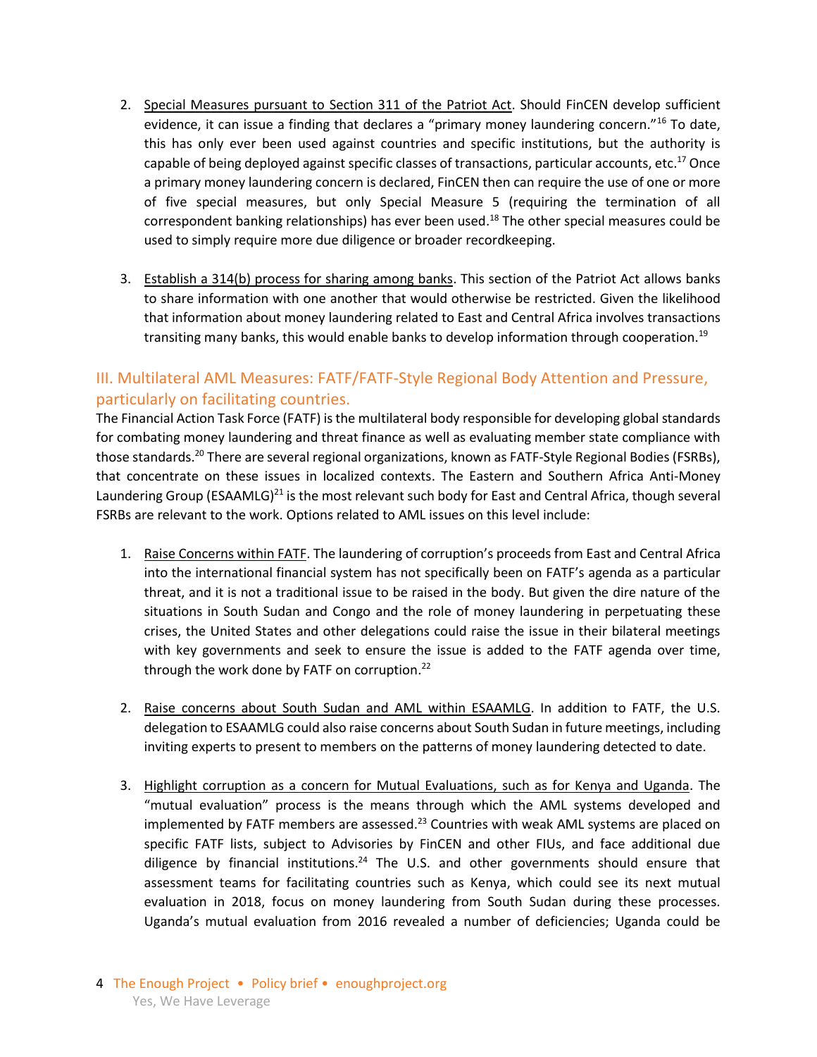2. <u>Special Measures pursuant to Section 311 of the Patriot Act</u>. Should FinCEN develop sufficient evidence, it can issue a finding that declares a "primary money laundering concern."[16] To date, this has only ever been used against countries and specific institutions, but the authority is capable of being deployed against specific classes of transactions, particular accounts, etc.[17] Once a primary money laundering concern is declared, FinCEN then can require the use of one or more of five special measures, but only Special Measure 5 (requiring the termination of all correspondent banking relationships) has ever been used.[18] The other special measures could be used to simply require more due diligence or broader recordkeeping.

3. <u>Establish a 314(b) process for sharing among banks</u>. This section of the Patriot Act allows banks to share information with one another that would otherwise be restricted. Given the likelihood that information about money laundering related to East and Central Africa involves transactions transiting many banks, this would enable banks to develop information through cooperation.[19]

## III. Multilateral AML Measures: FATF/FATF-Style Regional Body Attention and Pressure, particularly on facilitating countries.

The Financial Action Task Force (FATF) is the multilateral body responsible for developing global standards for combating money laundering and threat finance as well as evaluating member state compliance with those standards.[20] There are several regional organizations, known as FATF-Style Regional Bodies (FSRBs), that concentrate on these issues in localized contexts. The Eastern and Southern Africa Anti-Money Laundering Group (ESAAMLG)[21] is the most relevant such body for East and Central Africa, though several FSRBs are relevant to the work. Options related to AML issues on this level include:

1. <u>Raise Concerns within FATF</u>. The laundering of corruption's proceeds from East and Central Africa into the international financial system has not specifically been on FATF's agenda as a particular threat, and it is not a traditional issue to be raised in the body. But given the dire nature of the situations in South Sudan and Congo and the role of money laundering in perpetuating these crises, the United States and other delegations could raise the issue in their bilateral meetings with key governments and seek to ensure the issue is added to the FATF agenda over time, through the work done by FATF on corruption.[22]

2. <u>Raise concerns about South Sudan and AML within ESAAMLG</u>. In addition to FATF, the U.S. delegation to ESAAMLG could also raise concerns about South Sudan in future meetings, including inviting experts to present to members on the patterns of money laundering detected to date.

3. <u>Highlight corruption as a concern for Mutual Evaluations, such as for Kenya and Uganda</u>. The "mutual evaluation" process is the means through which the AML systems developed and implemented by FATF members are assessed.[23] Countries with weak AML systems are placed on specific FATF lists, subject to Advisories by FinCEN and other FIUs, and face additional due diligence by financial institutions.[24] The U.S. and other governments should ensure that assessment teams for facilitating countries such as Kenya, which could see its next mutual evaluation in 2018, focus on money laundering from South Sudan during these processes. Uganda's mutual evaluation from 2016 revealed a number of deficiencies; Uganda could be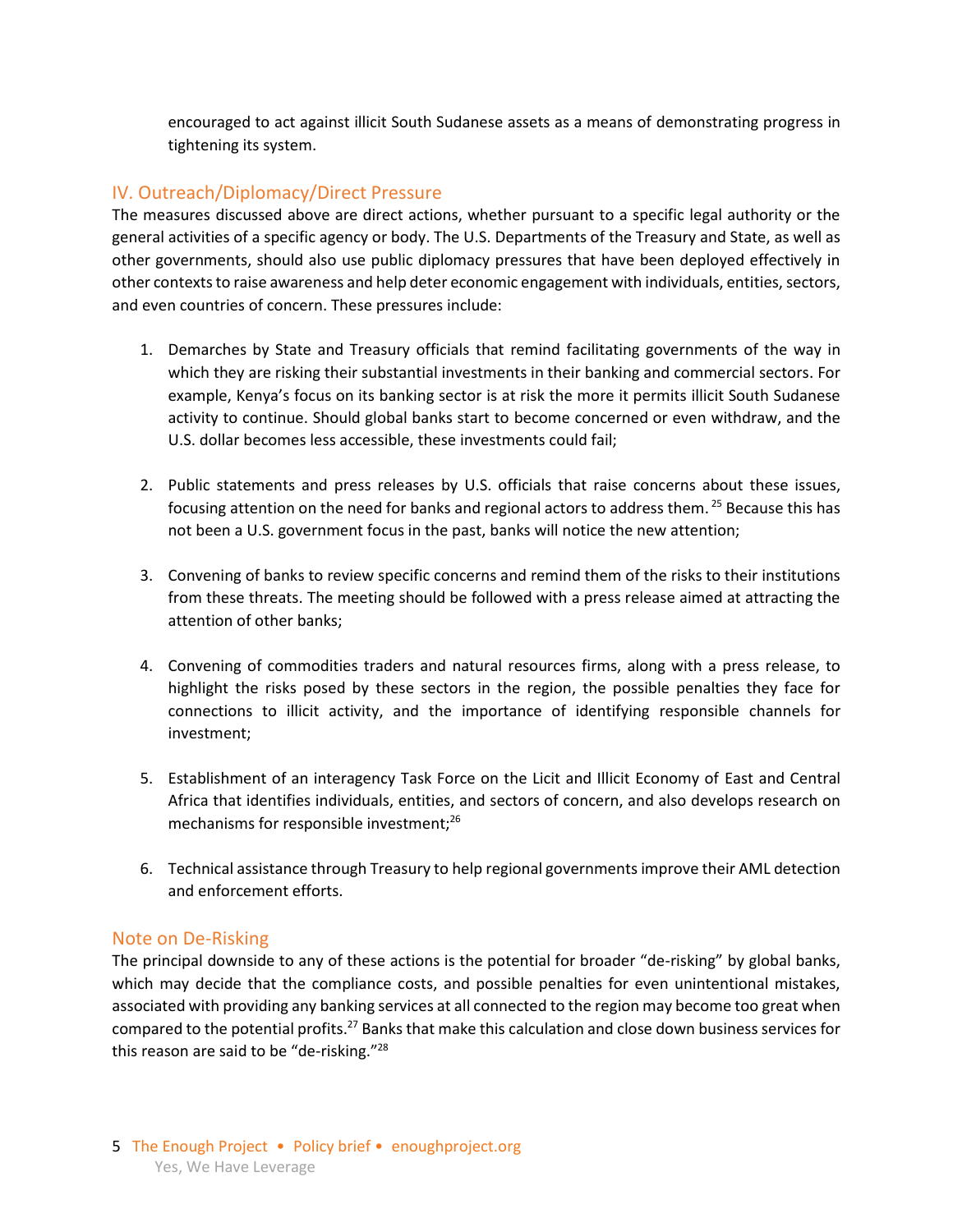encouraged to act against illicit South Sudanese assets as a means of demonstrating progress in tightening its system.

## IV. Outreach/Diplomacy/Direct Pressure

The measures discussed above are direct actions, whether pursuant to a specific legal authority or the general activities of a specific agency or body. The U.S. Departments of the Treasury and State, as well as other governments, should also use public diplomacy pressures that have been deployed effectively in other contexts to raise awareness and help deter economic engagement with individuals, entities, sectors, and even countries of concern. These pressures include:

1. Demarches by State and Treasury officials that remind facilitating governments of the way in which they are risking their substantial investments in their banking and commercial sectors. For example, Kenya's focus on its banking sector is at risk the more it permits illicit South Sudanese activity to continue. Should global banks start to become concerned or even withdraw, and the U.S. dollar becomes less accessible, these investments could fail;

2. Public statements and press releases by U.S. officials that raise concerns about these issues, focusing attention on the need for banks and regional actors to address them.[25] Because this has not been a U.S. government focus in the past, banks will notice the new attention;

3. Convening of banks to review specific concerns and remind them of the risks to their institutions from these threats. The meeting should be followed with a press release aimed at attracting the attention of other banks;

4. Convening of commodities traders and natural resources firms, along with a press release, to highlight the risks posed by these sectors in the region, the possible penalties they face for connections to illicit activity, and the importance of identifying responsible channels for investment;

5. Establishment of an interagency Task Force on the Licit and Illicit Economy of East and Central Africa that identifies individuals, entities, and sectors of concern, and also develops research on mechanisms for responsible investment;[26]

6. Technical assistance through Treasury to help regional governments improve their AML detection and enforcement efforts.

## Note on De-Risking

The principal downside to any of these actions is the potential for broader "de-risking" by global banks, which may decide that the compliance costs, and possible penalties for even unintentional mistakes, associated with providing any banking services at all connected to the region may become too great when compared to the potential profits.[27] Banks that make this calculation and close down business services for this reason are said to be "de-risking."[28]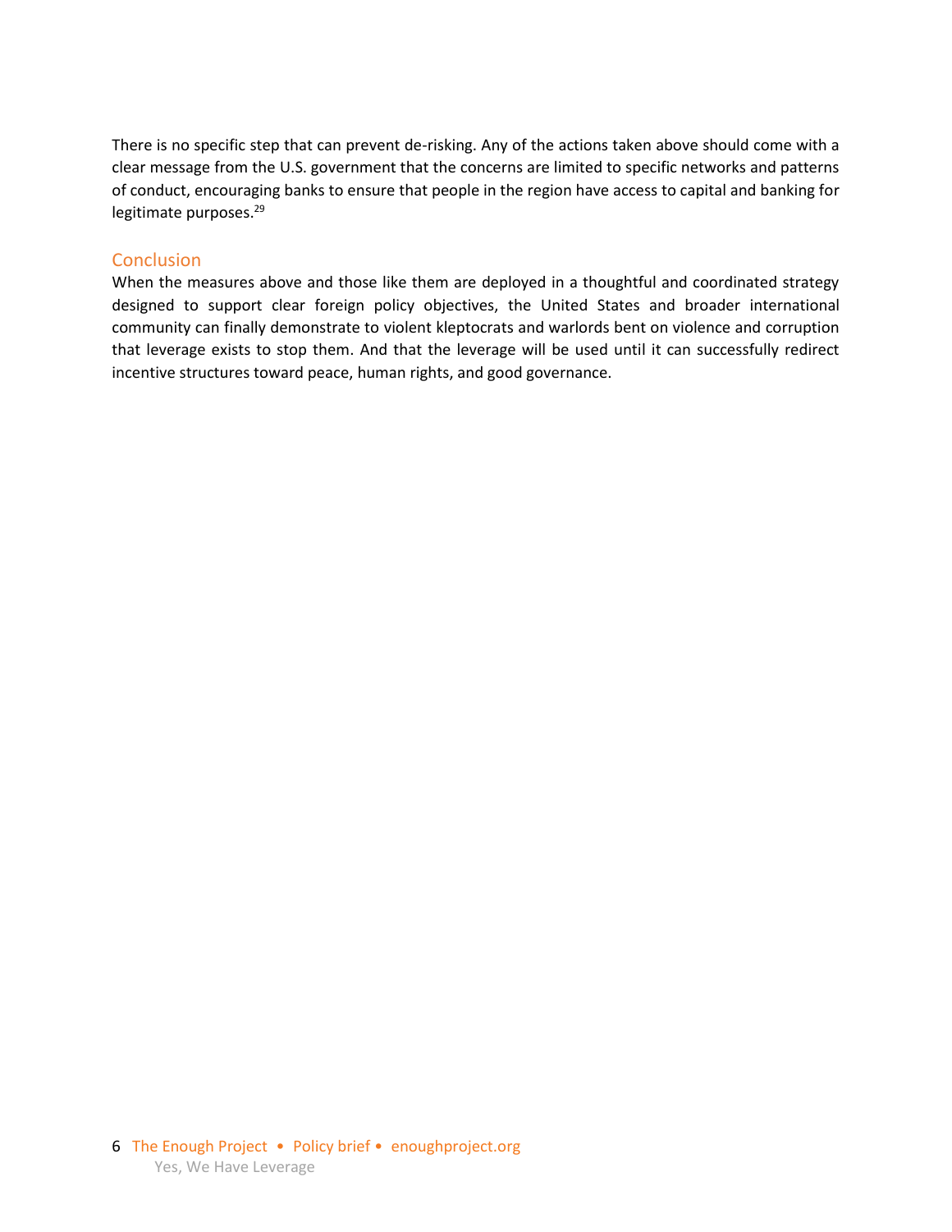There is no specific step that can prevent de-risking. Any of the actions taken above should come with a clear message from the U.S. government that the concerns are limited to specific networks and patterns of conduct, encouraging banks to ensure that people in the region have access to capital and banking for legitimate purposes.[29]

## Conclusion

When the measures above and those like them are deployed in a thoughtful and coordinated strategy designed to support clear foreign policy objectives, the United States and broader international community can finally demonstrate to violent kleptocrats and warlords bent on violence and corruption that leverage exists to stop them. And that the leverage will be used until it can successfully redirect incentive structures toward peace, human rights, and good governance.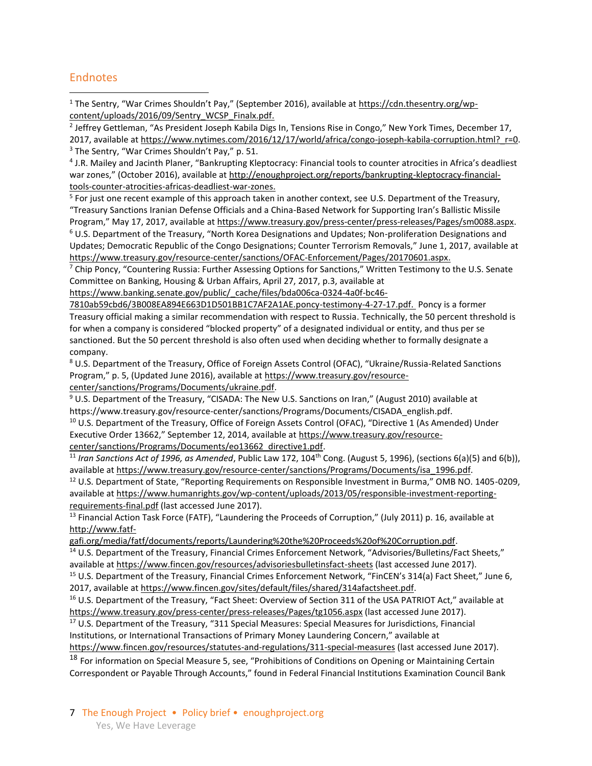## Endnotes

[1] The Sentry, "War Crimes Shouldn't Pay," (September 2016), available at https://cdn.thesentry.org/wp-content/uploads/2016/09/Sentry_WCSP_Finalx.pdf.

[2] Jeffrey Gettleman, "As President Joseph Kabila Digs In, Tensions Rise in Congo," New York Times, December 17, 2017, available at https://www.nytimes.com/2016/12/17/world/africa/congo-joseph-kabila-corruption.html?_r=0.

[3] The Sentry, "War Crimes Shouldn't Pay," p. 51.

[4] J.R. Mailey and Jacinth Planer, "Bankrupting Kleptocracy: Financial tools to counter atrocities in Africa's deadliest war zones," (October 2016), available at http://enoughproject.org/reports/bankrupting-kleptocracy-financial-tools-counter-atrocities-africas-deadliest-war-zones.

[5] For just one recent example of this approach taken in another context, see U.S. Department of the Treasury, "Treasury Sanctions Iranian Defense Officials and a China-Based Network for Supporting Iran's Ballistic Missile Program," May 17, 2017, available at https://www.treasury.gov/press-center/press-releases/Pages/sm0088.aspx.

[6] U.S. Department of the Treasury, "North Korea Designations and Updates; Non-proliferation Designations and Updates; Democratic Republic of the Congo Designations; Counter Terrorism Removals," June 1, 2017, available at https://www.treasury.gov/resource-center/sanctions/OFAC-Enforcement/Pages/20170601.aspx.

[7] Chip Poncy, "Countering Russia: Further Assessing Options for Sanctions," Written Testimony to the U.S. Senate Committee on Banking, Housing & Urban Affairs, April 27, 2017, p.3, available at https://www.banking.senate.gov/public/_cache/files/bda006ca-0324-4a0f-bc46-7810ab59cbd6/3B008EA894E663D1D501BB1C7AF2A1AE.poncy-testimony-4-27-17.pdf. Poncy is a former Treasury official making a similar recommendation with respect to Russia. Technically, the 50 percent threshold is for when a company is considered "blocked property" of a designated individual or entity, and thus per se sanctioned. But the 50 percent threshold is also often used when deciding whether to formally designate a company.

[8] U.S. Department of the Treasury, Office of Foreign Assets Control (OFAC), "Ukraine/Russia-Related Sanctions Program," p. 5, (Updated June 2016), available at https://www.treasury.gov/resource-center/sanctions/Programs/Documents/ukraine.pdf.

[9] U.S. Department of the Treasury, "CISADA: The New U.S. Sanctions on Iran," (August 2010) available at https://www.treasury.gov/resource-center/sanctions/Programs/Documents/CISADA_english.pdf.

[10] U.S. Department of the Treasury, Office of Foreign Assets Control (OFAC), "Directive 1 (As Amended) Under Executive Order 13662," September 12, 2014, available at https://www.treasury.gov/resource-center/sanctions/Programs/Documents/eo13662_directive1.pdf.

[11] *Iran Sanctions Act of 1996, as Amended*, Public Law 172, 104th Cong. (August 5, 1996), (sections 6(a)(5) and 6(b)), available at https://www.treasury.gov/resource-center/sanctions/Programs/Documents/isa_1996.pdf.

[12] U.S. Department of State, "Reporting Requirements on Responsible Investment in Burma," OMB NO. 1405-0209, available at https://www.humanrights.gov/wp-content/uploads/2013/05/responsible-investment-reporting-requirements-final.pdf (last accessed June 2017).

[13] Financial Action Task Force (FATF), "Laundering the Proceeds of Corruption," (July 2011) p. 16, available at http://www.fatf-gafi.org/media/fatf/documents/reports/Laundering%20the%20Proceeds%20of%20Corruption.pdf.

[14] U.S. Department of the Treasury, Financial Crimes Enforcement Network, "Advisories/Bulletins/Fact Sheets," available at https://www.fincen.gov/resources/advisoriesbulletinsfact-sheets (last accessed June 2017).

[15] U.S. Department of the Treasury, Financial Crimes Enforcement Network, "FinCEN's 314(a) Fact Sheet," June 6, 2017, available at https://www.fincen.gov/sites/default/files/shared/314afactsheet.pdf.

[16] U.S. Department of the Treasury, "Fact Sheet: Overview of Section 311 of the USA PATRIOT Act," available at https://www.treasury.gov/press-center/press-releases/Pages/tg1056.aspx (last accessed June 2017).

[17] U.S. Department of the Treasury, "311 Special Measures: Special Measures for Jurisdictions, Financial Institutions, or International Transactions of Primary Money Laundering Concern," available at https://www.fincen.gov/resources/statutes-and-regulations/311-special-measures (last accessed June 2017).

[18] For information on Special Measure 5, see, "Prohibitions of Conditions on Opening or Maintaining Certain Correspondent or Payable Through Accounts," found in Federal Financial Institutions Examination Council Bank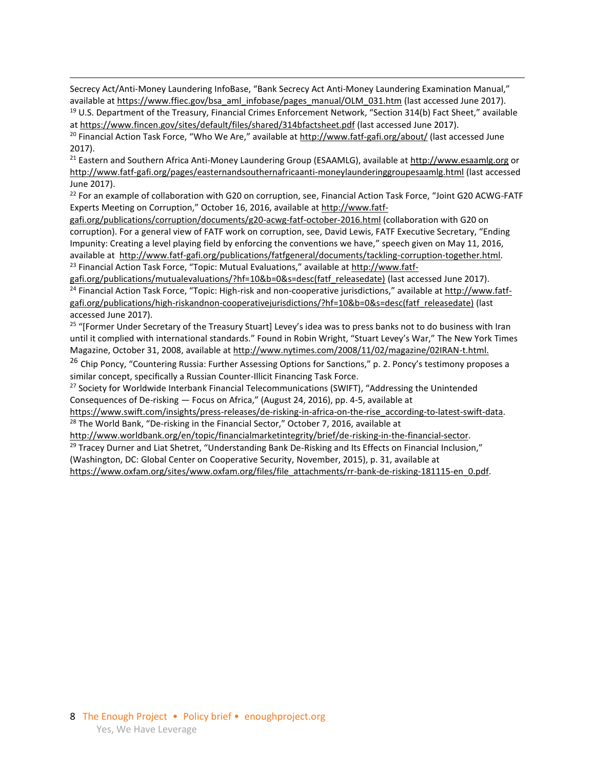Secrecy Act/Anti-Money Laundering InfoBase, "Bank Secrecy Act Anti-Money Laundering Examination Manual," available at https://www.ffiec.gov/bsa_aml_infobase/pages_manual/OLM_031.htm (last accessed June 2017).

[19] U.S. Department of the Treasury, Financial Crimes Enforcement Network, "Section 314(b) Fact Sheet," available at https://www.fincen.gov/sites/default/files/shared/314bfactsheet.pdf (last accessed June 2017).

[20] Financial Action Task Force, "Who We Are," available at http://www.fatf-gafi.org/about/ (last accessed June 2017).

[21] Eastern and Southern Africa Anti-Money Laundering Group (ESAAMLG), available at http://www.esaamlg.org or http://www.fatf-gafi.org/pages/easternandsouthernafricaanti-moneylaunderinggroupesaamlg.html (last accessed June 2017).

[22] For an example of collaboration with G20 on corruption, see, Financial Action Task Force, "Joint G20 ACWG-FATF Experts Meeting on Corruption," October 16, 2016, available at http://www.fatf-gafi.org/publications/corruption/documents/g20-acwg-fatf-october-2016.html (collaboration with G20 on corruption). For a general view of FATF work on corruption, see, David Lewis, FATF Executive Secretary, "Ending Impunity: Creating a level playing field by enforcing the conventions we have," speech given on May 11, 2016, available at http://www.fatf-gafi.org/publications/fatfgeneral/documents/tackling-corruption-together.html.

[23] Financial Action Task Force, "Topic: Mutual Evaluations," available at http://www.fatf-gafi.org/publications/mutualevaluations/?hf=10&b=0&s=desc(fatf_releasedate) (last accessed June 2017).

[24] Financial Action Task Force, "Topic: High-risk and non-cooperative jurisdictions," available at http://www.fatf-gafi.org/publications/high-riskandnon-cooperativejurisdictions/?hf=10&b=0&s=desc(fatf_releasedate) (last accessed June 2017).

[25] "[Former Under Secretary of the Treasury Stuart] Levey's idea was to press banks not to do business with Iran until it complied with international standards." Found in Robin Wright, "Stuart Levey's War," The New York Times Magazine, October 31, 2008, available at http://www.nytimes.com/2008/11/02/magazine/02IRAN-t.html.

[26] Chip Poncy, "Countering Russia: Further Assessing Options for Sanctions," p. 2. Poncy's testimony proposes a similar concept, specifically a Russian Counter-Illicit Financing Task Force.

[27] Society for Worldwide Interbank Financial Telecommunications (SWIFT), "Addressing the Unintended Consequences of De-risking — Focus on Africa," (August 24, 2016), pp. 4-5, available at https://www.swift.com/insights/press-releases/de-risking-in-africa-on-the-rise_according-to-latest-swift-data.

[28] The World Bank, "De-risking in the Financial Sector," October 7, 2016, available at http://www.worldbank.org/en/topic/financialmarketintegrity/brief/de-risking-in-the-financial-sector.

[29] Tracey Durner and Liat Shetret, "Understanding Bank De-Risking and Its Effects on Financial Inclusion," (Washington, DC: Global Center on Cooperative Security, November, 2015), p. 31, available at https://www.oxfam.org/sites/www.oxfam.org/files/file_attachments/rr-bank-de-risking-181115-en_0.pdf.